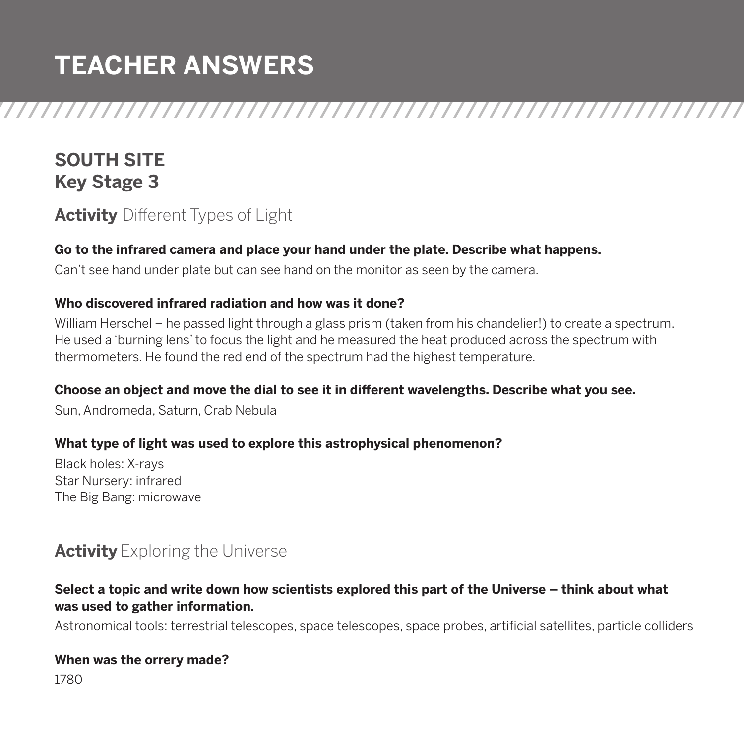# TEACHER ANSWERS

## SOUTH SITE
## Key Stage 3

### **Activity** Different Types of Light

**Go to the infrared camera and place your hand under the plate. Describe what happens.**

Can't see hand under plate but can see hand on the monitor as seen by the camera.

**Who discovered infrared radiation and how was it done?**

William Herschel – he passed light through a glass prism (taken from his chandelier!) to create a spectrum. He used a 'burning lens' to focus the light and he measured the heat produced across the spectrum with thermometers. He found the red end of the spectrum had the highest temperature.

**Choose an object and move the dial to see it in different wavelengths. Describe what you see.**

Sun, Andromeda, Saturn, Crab Nebula

**What type of light was used to explore this astrophysical phenomenon?**

Black holes: X-rays
Star Nursery: infrared
The Big Bang: microwave

### **Activity** Exploring the Universe

**Select a topic and write down how scientists explored this part of the Universe – think about what was used to gather information.**

Astronomical tools: terrestrial telescopes, space telescopes, space probes, artificial satellites, particle colliders

**When was the orrery made?**

1780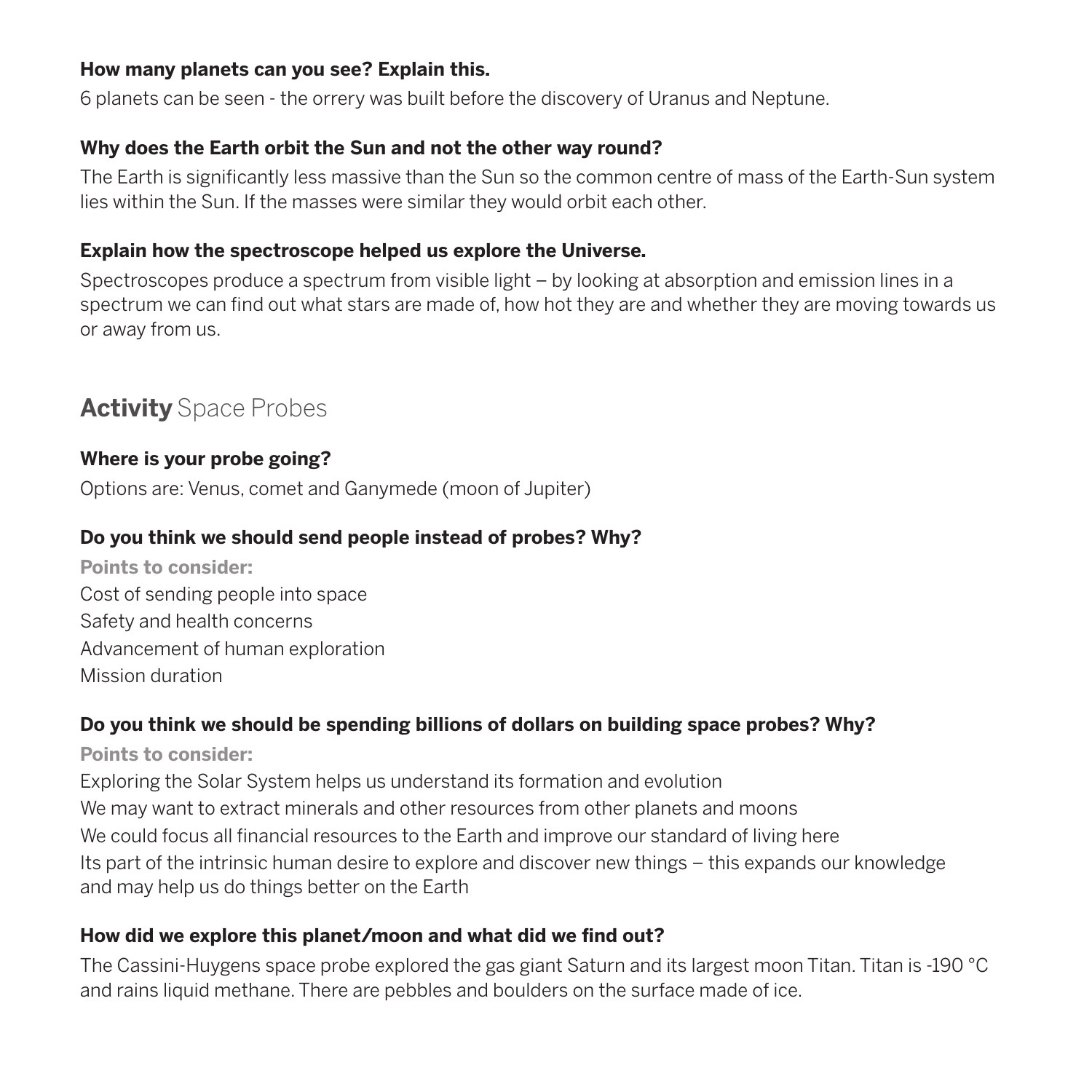**How many planets can you see? Explain this.**

6 planets can be seen - the orrery was built before the discovery of Uranus and Neptune.

**Why does the Earth orbit the Sun and not the other way round?**

The Earth is significantly less massive than the Sun so the common centre of mass of the Earth-Sun system lies within the Sun. If the masses were similar they would orbit each other.

**Explain how the spectroscope helped us explore the Universe.**

Spectroscopes produce a spectrum from visible light – by looking at absorption and emission lines in a spectrum we can find out what stars are made of, how hot they are and whether they are moving towards us or away from us.

## **Activity** Space Probes

**Where is your probe going?**

Options are: Venus, comet and Ganymede (moon of Jupiter)

**Do you think we should send people instead of probes? Why?**

**Points to consider:**

Cost of sending people into space
Safety and health concerns
Advancement of human exploration
Mission duration

**Do you think we should be spending billions of dollars on building space probes? Why?**

**Points to consider:**

Exploring the Solar System helps us understand its formation and evolution
We may want to extract minerals and other resources from other planets and moons
We could focus all financial resources to the Earth and improve our standard of living here
Its part of the intrinsic human desire to explore and discover new things – this expands our knowledge and may help us do things better on the Earth

**How did we explore this planet/moon and what did we find out?**

The Cassini-Huygens space probe explored the gas giant Saturn and its largest moon Titan. Titan is -190 °C and rains liquid methane. There are pebbles and boulders on the surface made of ice.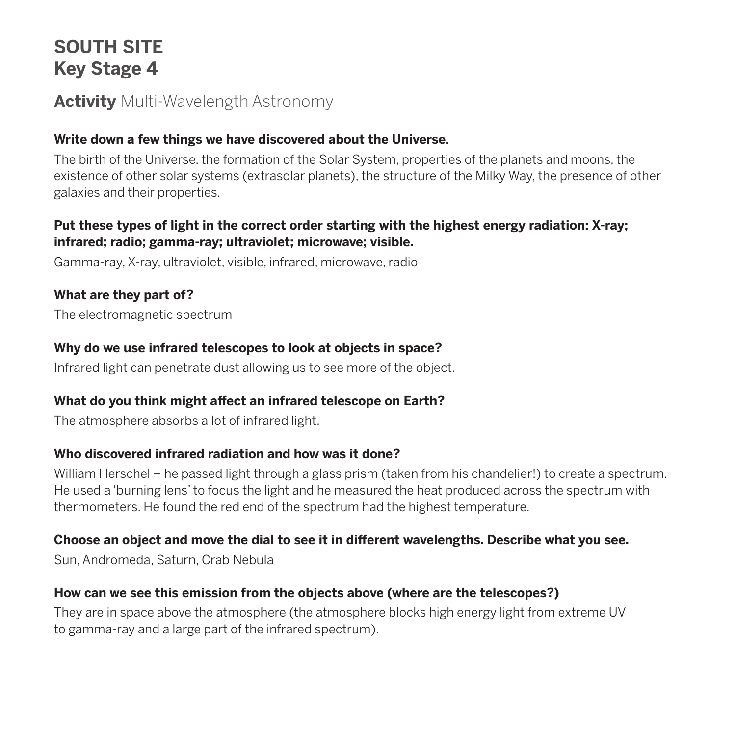# SOUTH SITE
# Key Stage 4

## **Activity** Multi-Wavelength Astronomy

**Write down a few things we have discovered about the Universe.**

The birth of the Universe, the formation of the Solar System, properties of the planets and moons, the existence of other solar systems (extrasolar planets), the structure of the Milky Way, the presence of other galaxies and their properties.

**Put these types of light in the correct order starting with the highest energy radiation: X-ray; infrared; radio; gamma-ray; ultraviolet; microwave; visible.**

Gamma-ray, X-ray, ultraviolet, visible, infrared, microwave, radio

**What are they part of?**

The electromagnetic spectrum

**Why do we use infrared telescopes to look at objects in space?**

Infrared light can penetrate dust allowing us to see more of the object.

**What do you think might affect an infrared telescope on Earth?**

The atmosphere absorbs a lot of infrared light.

**Who discovered infrared radiation and how was it done?**

William Herschel – he passed light through a glass prism (taken from his chandelier!) to create a spectrum. He used a 'burning lens' to focus the light and he measured the heat produced across the spectrum with thermometers. He found the red end of the spectrum had the highest temperature.

**Choose an object and move the dial to see it in different wavelengths. Describe what you see.**

Sun, Andromeda, Saturn, Crab Nebula

**How can we see this emission from the objects above (where are the telescopes?)**

They are in space above the atmosphere (the atmosphere blocks high energy light from extreme UV to gamma-ray and a large part of the infrared spectrum).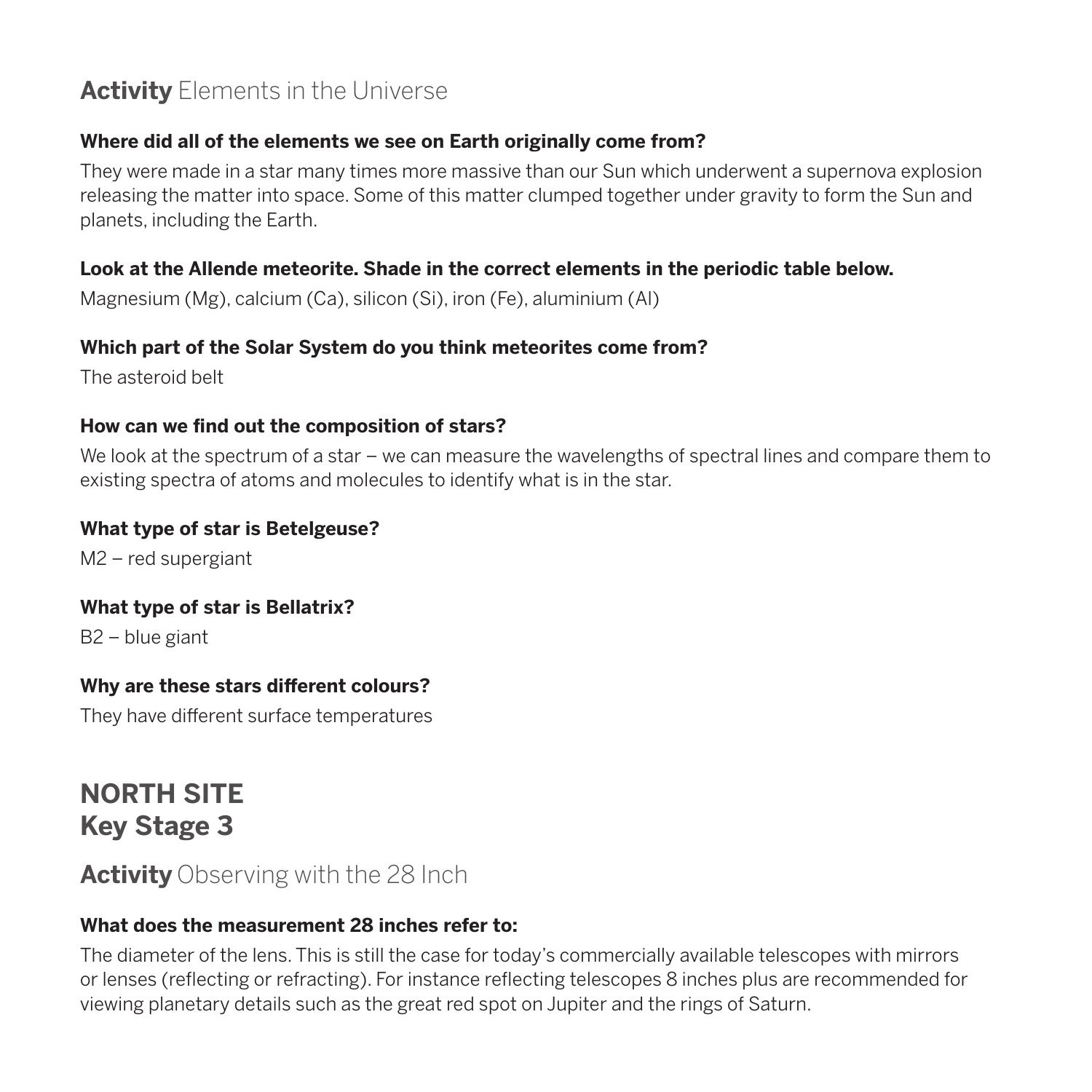## **Activity** Elements in the Universe

**Where did all of the elements we see on Earth originally come from?**

They were made in a star many times more massive than our Sun which underwent a supernova explosion releasing the matter into space. Some of this matter clumped together under gravity to form the Sun and planets, including the Earth.

**Look at the Allende meteorite. Shade in the correct elements in the periodic table below.**

Magnesium (Mg), calcium (Ca), silicon (Si), iron (Fe), aluminium (Al)

**Which part of the Solar System do you think meteorites come from?**

The asteroid belt

**How can we find out the composition of stars?**

We look at the spectrum of a star – we can measure the wavelengths of spectral lines and compare them to existing spectra of atoms and molecules to identify what is in the star.

**What type of star is Betelgeuse?**

M2 – red supergiant

**What type of star is Bellatrix?**

B2 – blue giant

**Why are these stars different colours?**

They have different surface temperatures

# NORTH SITE
# Key Stage 3

## **Activity** Observing with the 28 Inch

**What does the measurement 28 inches refer to:**

The diameter of the lens. This is still the case for today's commercially available telescopes with mirrors or lenses (reflecting or refracting). For instance reflecting telescopes 8 inches plus are recommended for viewing planetary details such as the great red spot on Jupiter and the rings of Saturn.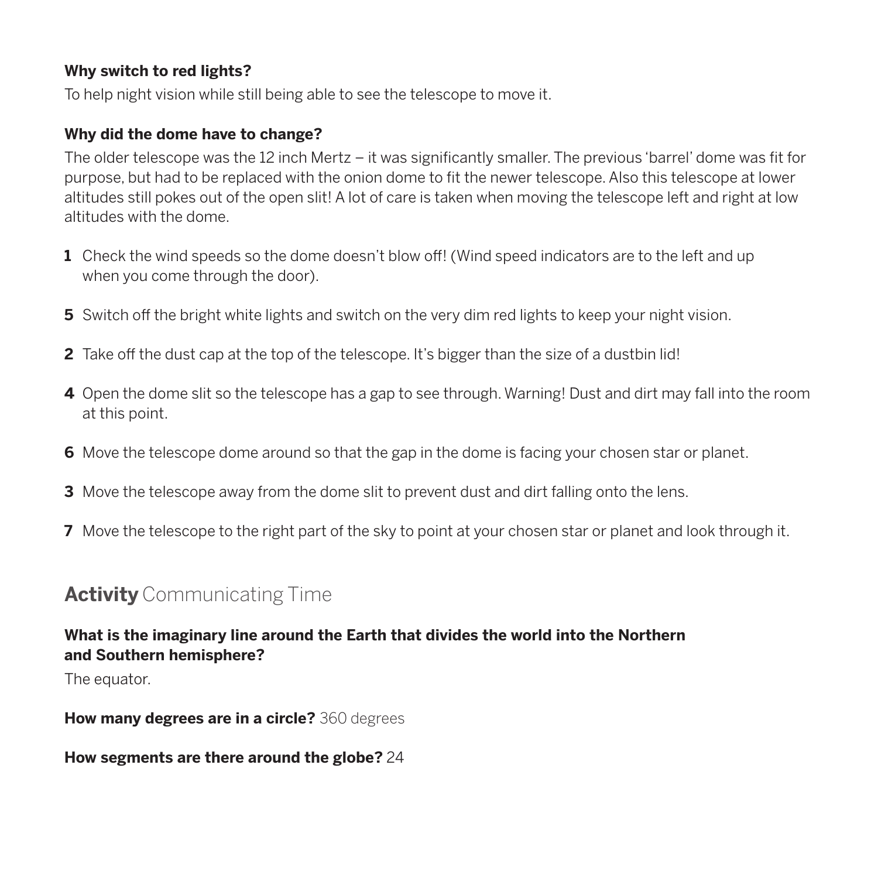**Why switch to red lights?**

To help night vision while still being able to see the telescope to move it.

**Why did the dome have to change?**

The older telescope was the 12 inch Mertz – it was significantly smaller. The previous 'barrel' dome was fit for purpose, but had to be replaced with the onion dome to fit the newer telescope. Also this telescope at lower altitudes still pokes out of the open slit! A lot of care is taken when moving the telescope left and right at low altitudes with the dome.

**1** Check the wind speeds so the dome doesn't blow off! (Wind speed indicators are to the left and up when you come through the door).

**5** Switch off the bright white lights and switch on the very dim red lights to keep your night vision.

**2** Take off the dust cap at the top of the telescope. It's bigger than the size of a dustbin lid!

**4** Open the dome slit so the telescope has a gap to see through. Warning! Dust and dirt may fall into the room at this point.

**6** Move the telescope dome around so that the gap in the dome is facing your chosen star or planet.

**3** Move the telescope away from the dome slit to prevent dust and dirt falling onto the lens.

**7** Move the telescope to the right part of the sky to point at your chosen star or planet and look through it.

## **Activity** Communicating Time

**What is the imaginary line around the Earth that divides the world into the Northern and Southern hemisphere?**

The equator.

**How many degrees are in a circle?** 360 degrees

**How segments are there around the globe?** 24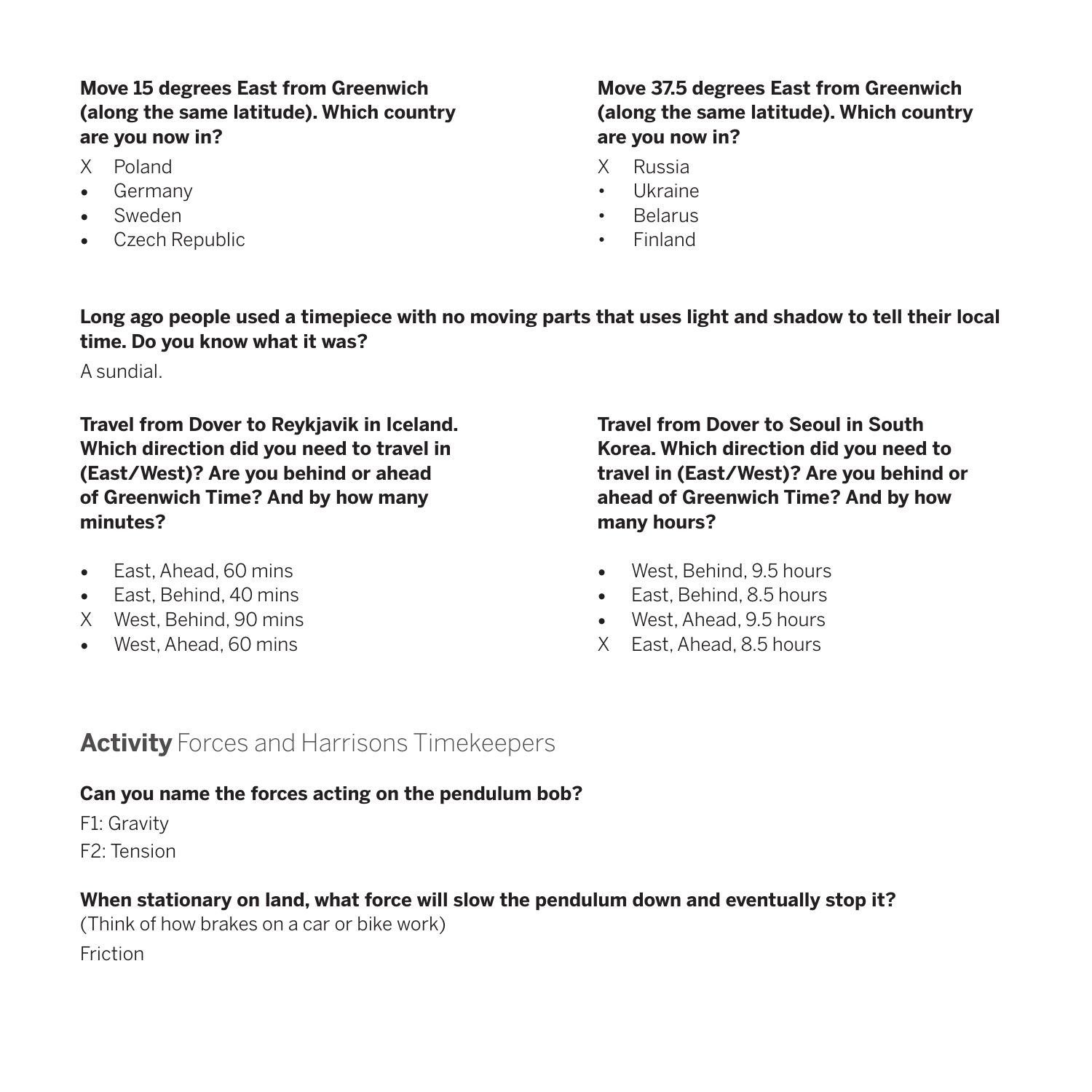**Move 15 degrees East from Greenwich (along the same latitude). Which country are you now in?**

- X Poland
- Germany
- Sweden
- Czech Republic

**Move 37.5 degrees East from Greenwich (along the same latitude). Which country are you now in?**

- X Russia
- Ukraine
- Belarus
- Finland

**Long ago people used a timepiece with no moving parts that uses light and shadow to tell their local time. Do you know what it was?**

A sundial.

**Travel from Dover to Reykjavik in Iceland. Which direction did you need to travel in (East/West)? Are you behind or ahead of Greenwich Time? And by how many minutes?**

- East, Ahead, 60 mins
- East, Behind, 40 mins
- X West, Behind, 90 mins
- West, Ahead, 60 mins

**Travel from Dover to Seoul in South Korea. Which direction did you need to travel in (East/West)? Are you behind or ahead of Greenwich Time? And by how many hours?**

- West, Behind, 9.5 hours
- East, Behind, 8.5 hours
- West, Ahead, 9.5 hours
- X East, Ahead, 8.5 hours

## **Activity** Forces and Harrisons Timekeepers

**Can you name the forces acting on the pendulum bob?**

F1: Gravity

F2: Tension

**When stationary on land, what force will slow the pendulum down and eventually stop it?**

(Think of how brakes on a car or bike work)

Friction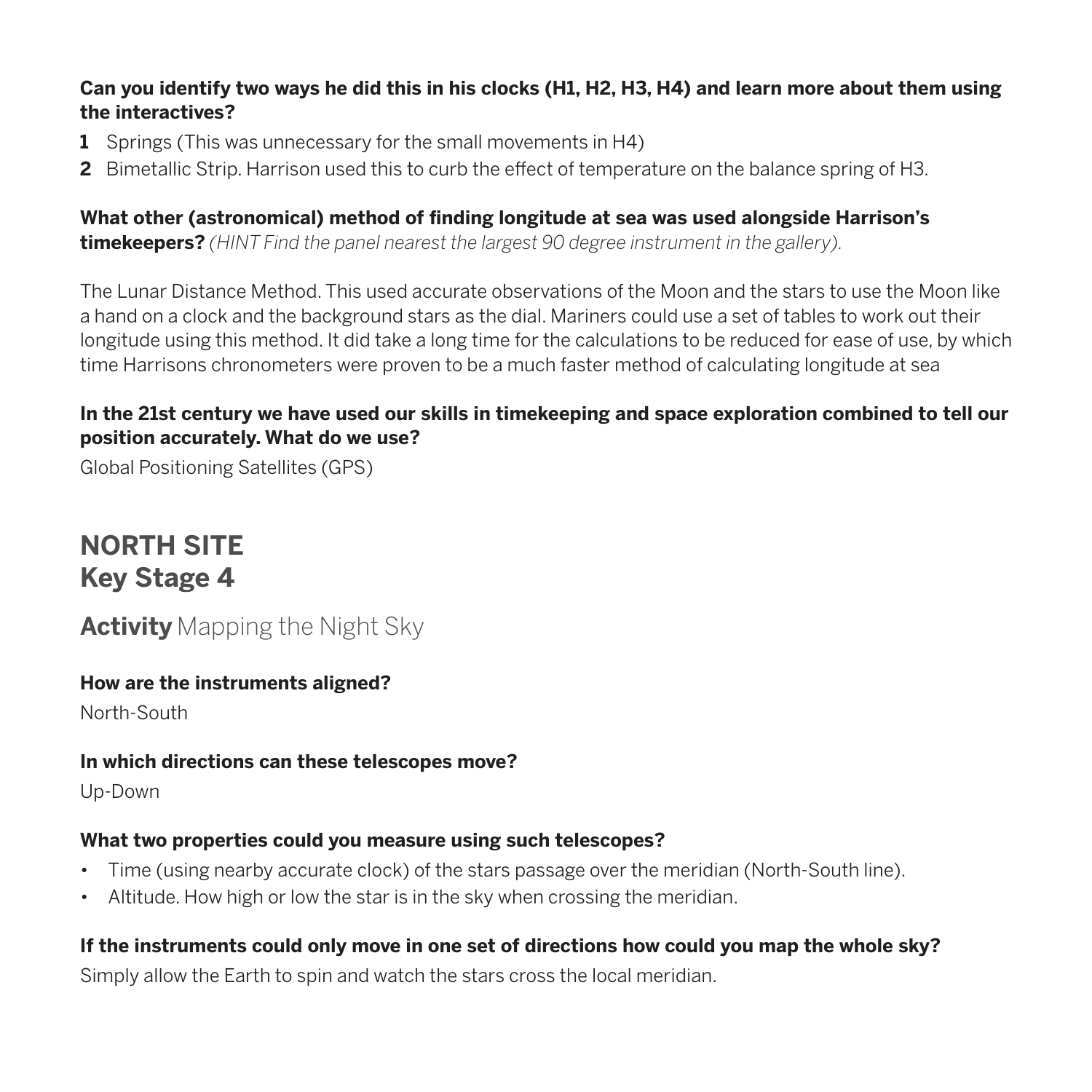**Can you identify two ways he did this in his clocks (H1, H2, H3, H4) and learn more about them using the interactives?**

1. Springs (This was unnecessary for the small movements in H4)
2. Bimetallic Strip. Harrison used this to curb the effect of temperature on the balance spring of H3.

**What other (astronomical) method of finding longitude at sea was used alongside Harrison's timekeepers?** *(HINT Find the panel nearest the largest 90 degree instrument in the gallery).*

The Lunar Distance Method. This used accurate observations of the Moon and the stars to use the Moon like a hand on a clock and the background stars as the dial. Mariners could use a set of tables to work out their longitude using this method. It did take a long time for the calculations to be reduced for ease of use, by which time Harrisons chronometers were proven to be a much faster method of calculating longitude at sea

**In the 21st century we have used our skills in timekeeping and space exploration combined to tell our position accurately. What do we use?**

Global Positioning Satellites (GPS)

## NORTH SITE
## Key Stage 4

### **Activity** Mapping the Night Sky

**How are the instruments aligned?**

North-South

**In which directions can these telescopes move?**

Up-Down

**What two properties could you measure using such telescopes?**

- Time (using nearby accurate clock) of the stars passage over the meridian (North-South line).
- Altitude. How high or low the star is in the sky when crossing the meridian.

**If the instruments could only move in one set of directions how could you map the whole sky?**

Simply allow the Earth to spin and watch the stars cross the local meridian.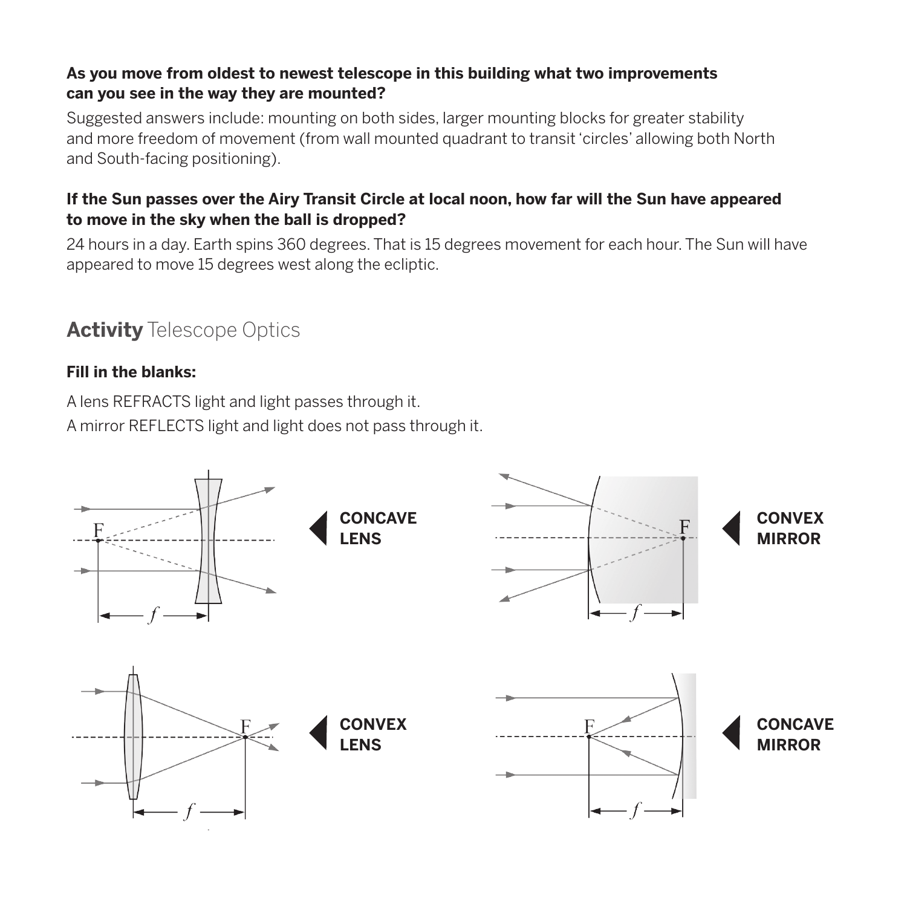**As you move from oldest to newest telescope in this building what two improvements can you see in the way they are mounted?**

Suggested answers include: mounting on both sides, larger mounting blocks for greater stability and more freedom of movement (from wall mounted quadrant to transit 'circles' allowing both North and South-facing positioning).

**If the Sun passes over the Airy Transit Circle at local noon, how far will the Sun have appeared to move in the sky when the ball is dropped?**

24 hours in a day. Earth spins 360 degrees. That is 15 degrees movement for each hour. The Sun will have appeared to move 15 degrees west along the ecliptic.

## **Activity** Telescope Optics

**Fill in the blanks:**

A lens REFRACTS light and light passes through it.

A mirror REFLECTS light and light does not pass through it.

**CONCAVE LENS**

**CONVEX MIRROR**

**CONVEX LENS**

**CONCAVE MIRROR**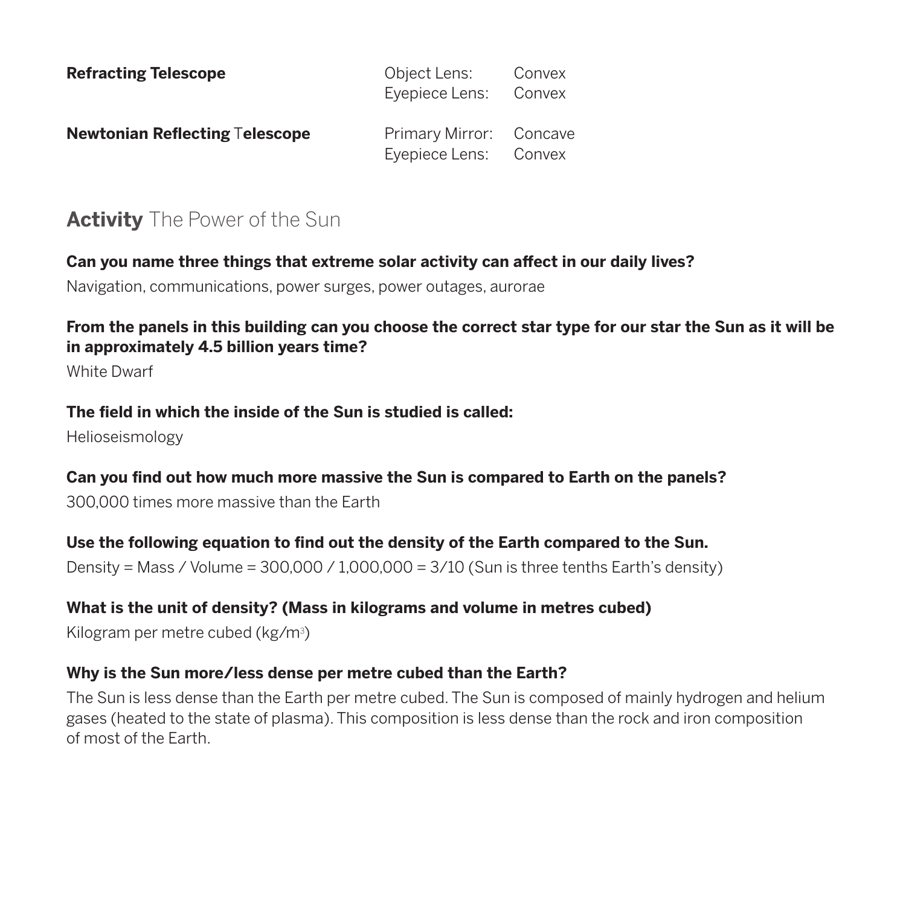| | | |
|---|---|---|
| **Refracting Telescope** | Object Lens: | Convex |
| | Eyepiece Lens: | Convex |
| **Newtonian Reflecting Telescope** | Primary Mirror: | Concave |
| | Eyepiece Lens: | Convex |

## **Activity** The Power of the Sun

**Can you name three things that extreme solar activity can affect in our daily lives?**

Navigation, communications, power surges, power outages, aurorae

**From the panels in this building can you choose the correct star type for our star the Sun as it will be in approximately 4.5 billion years time?**

White Dwarf

**The field in which the inside of the Sun is studied is called:**

Helioseismology

**Can you find out how much more massive the Sun is compared to Earth on the panels?**

300,000 times more massive than the Earth

**Use the following equation to find out the density of the Earth compared to the Sun.**

Density = Mass / Volume = 300,000 / 1,000,000 = 3/10 (Sun is three tenths Earth's density)

**What is the unit of density? (Mass in kilograms and volume in metres cubed)**

Kilogram per metre cubed ($kg/m^3$)

**Why is the Sun more/less dense per metre cubed than the Earth?**

The Sun is less dense than the Earth per metre cubed. The Sun is composed of mainly hydrogen and helium gases (heated to the state of plasma). This composition is less dense than the rock and iron composition of most of the Earth.